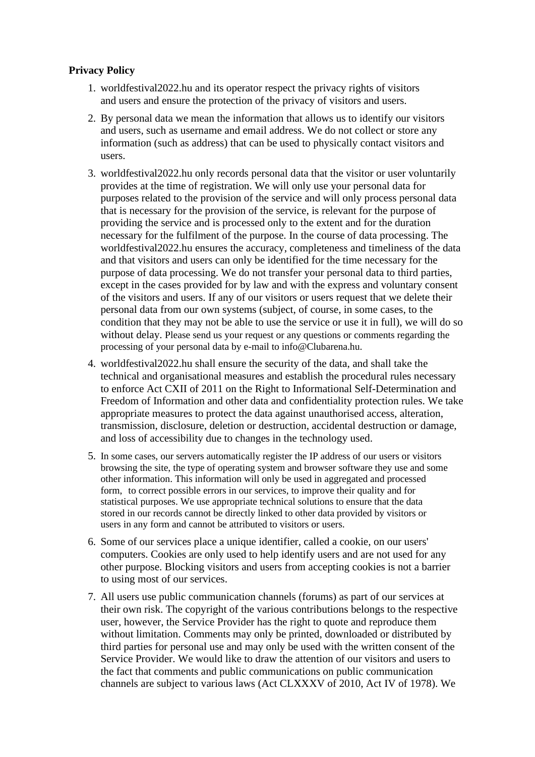**Privacy Policy**

1. worldfestival2022.hu and its operator respect the privacy rights of visitors and users and ensure the protection of the privacy of visitors and users.
2. By personal data we mean the information that allows us to identify our visitors and users, such as username and email address. We do not collect or store any information (such as address) that can be used to physically contact visitors and users.
3. worldfestival2022.hu only records personal data that the visitor or user voluntarily provides at the time of registration. We will only use your personal data for purposes related to the provision of the service and will only process personal data that is necessary for the provision of the service, is relevant for the purpose of providing the service and is processed only to the extent and for the duration necessary for the fulfilment of the purpose. In the course of data processing. The worldfestival2022.hu ensures the accuracy, completeness and timeliness of the data and that visitors and users can only be identified for the time necessary for the purpose of data processing. We do not transfer your personal data to third parties, except in the cases provided for by law and with the express and voluntary consent of the visitors and users. If any of our visitors or users request that we delete their personal data from our own systems (subject, of course, in some cases, to the condition that they may not be able to use the service or use it in full), we will do so without delay. Please send us your request or any questions or comments regarding the processing of your personal data by e-mail to info@Clubarena.hu.
4. worldfestival2022.hu shall ensure the security of the data, and shall take the technical and organisational measures and establish the procedural rules necessary to enforce Act CXII of 2011 on the Right to Informational Self-Determination and Freedom of Information and other data and confidentiality protection rules. We take appropriate measures to protect the data against unauthorised access, alteration, transmission, disclosure, deletion or destruction, accidental destruction or damage, and loss of accessibility due to changes in the technology used.
5. In some cases, our servers automatically register the IP address of our users or visitors browsing the site, the type of operating system and browser software they use and some other information. This information will only be used in aggregated and processed form, to correct possible errors in our services, to improve their quality and for statistical purposes. We use appropriate technical solutions to ensure that the data stored in our records cannot be directly linked to other data provided by visitors or users in any form and cannot be attributed to visitors or users.
6. Some of our services place a unique identifier, called a cookie, on our users' computers. Cookies are only used to help identify users and are not used for any other purpose. Blocking visitors and users from accepting cookies is not a barrier to using most of our services.
7. All users use public communication channels (forums) as part of our services at their own risk. The copyright of the various contributions belongs to the respective user, however, the Service Provider has the right to quote and reproduce them without limitation. Comments may only be printed, downloaded or distributed by third parties for personal use and may only be used with the written consent of the Service Provider. We would like to draw the attention of our visitors and users to the fact that comments and public communications on public communication channels are subject to various laws (Act CLXXXV of 2010, Act IV of 1978). We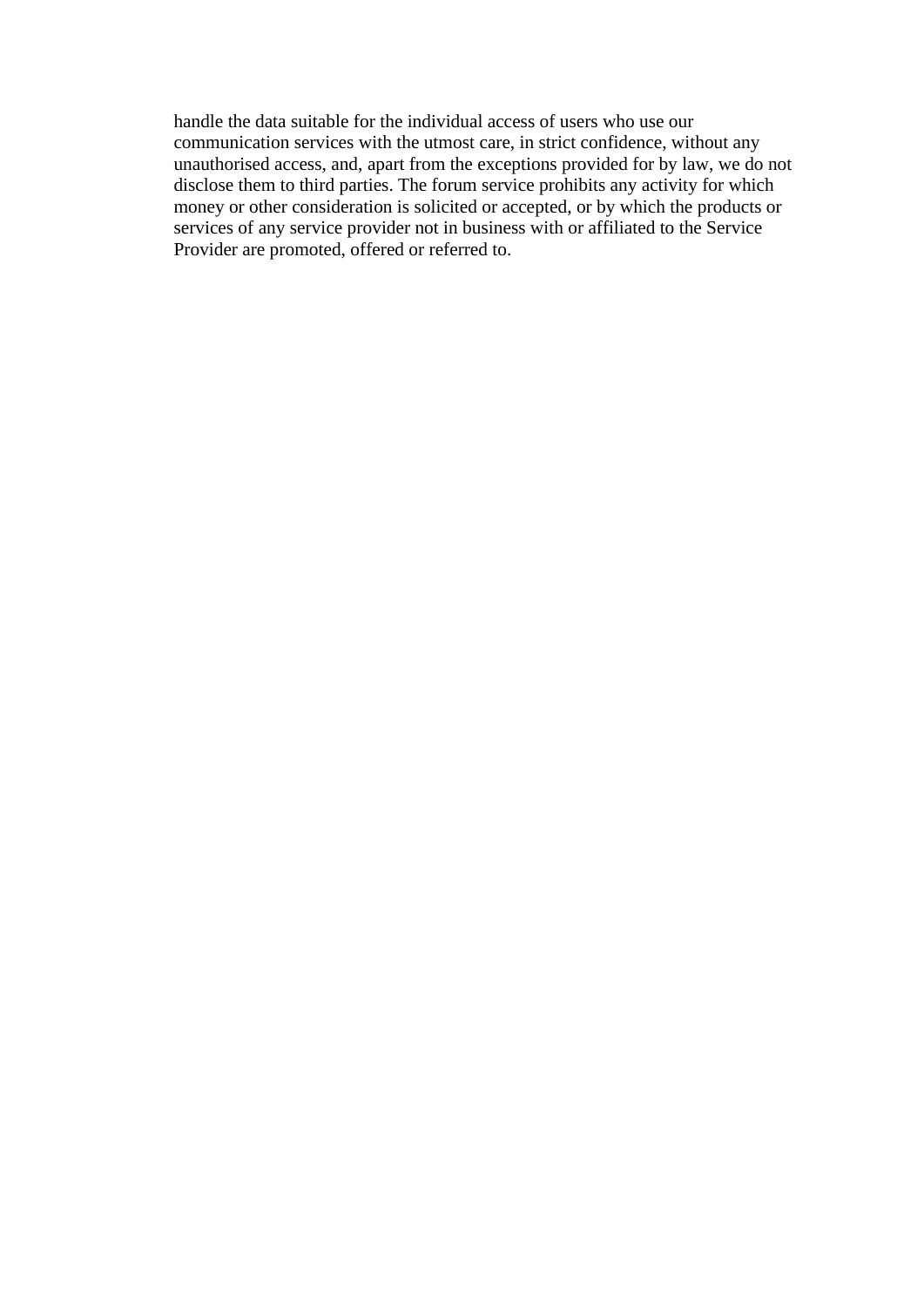handle the data suitable for the individual access of users who use our communication services with the utmost care, in strict confidence, without any unauthorised access, and, apart from the exceptions provided for by law, we do not disclose them to third parties. The forum service prohibits any activity for which money or other consideration is solicited or accepted, or by which the products or services of any service provider not in business with or affiliated to the Service Provider are promoted, offered or referred to.